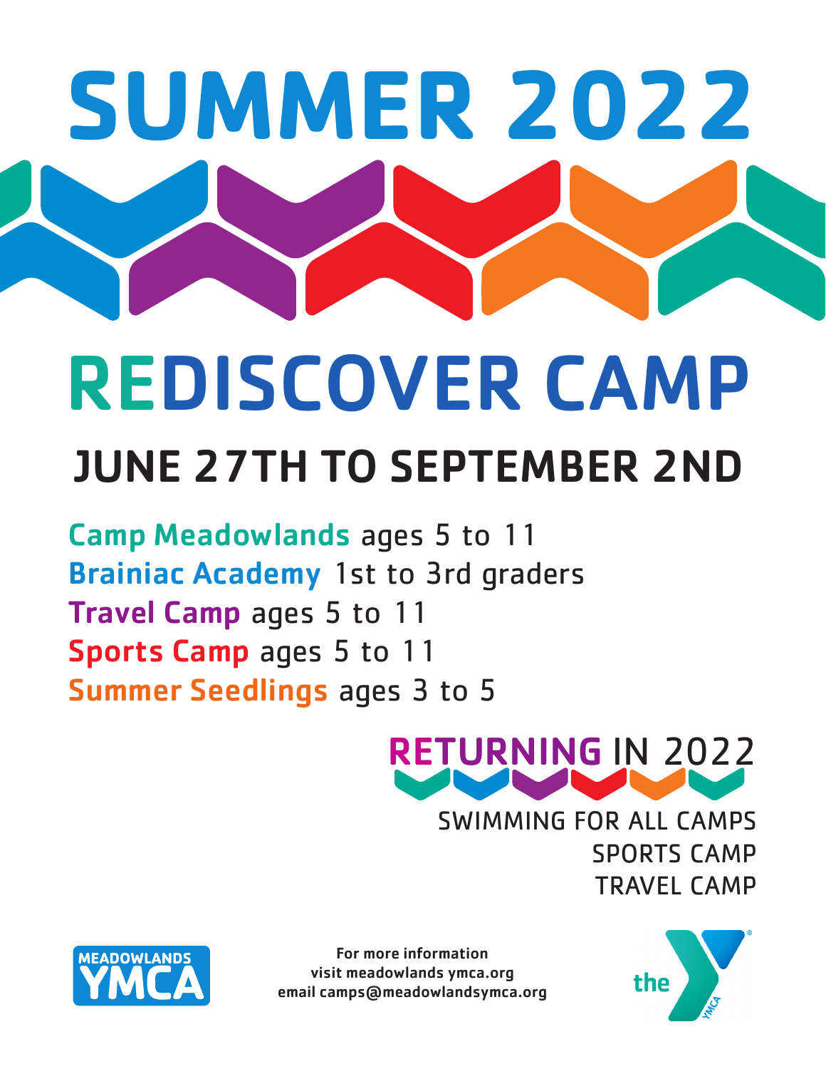# SUMMER 2022

# REDISCOVER CAMP

## JUNE 27TH TO SEPTEMBER 2ND

**Camp Meadowlands** ages 5 to 11
**Brainiac Academy** 1st to 3rd graders
**Travel Camp** ages 5 to 11
**Sports Camp** ages 5 to 11
**Summer Seedlings** ages 3 to 5

### RETURNING IN 2022

SWIMMING FOR ALL CAMPS
SPORTS CAMP
TRAVEL CAMP

MEADOWLANDS YMCA

**For more information**
**visit meadowlands ymca.org**
**email camps@meadowlandsymca.org**

the YMCA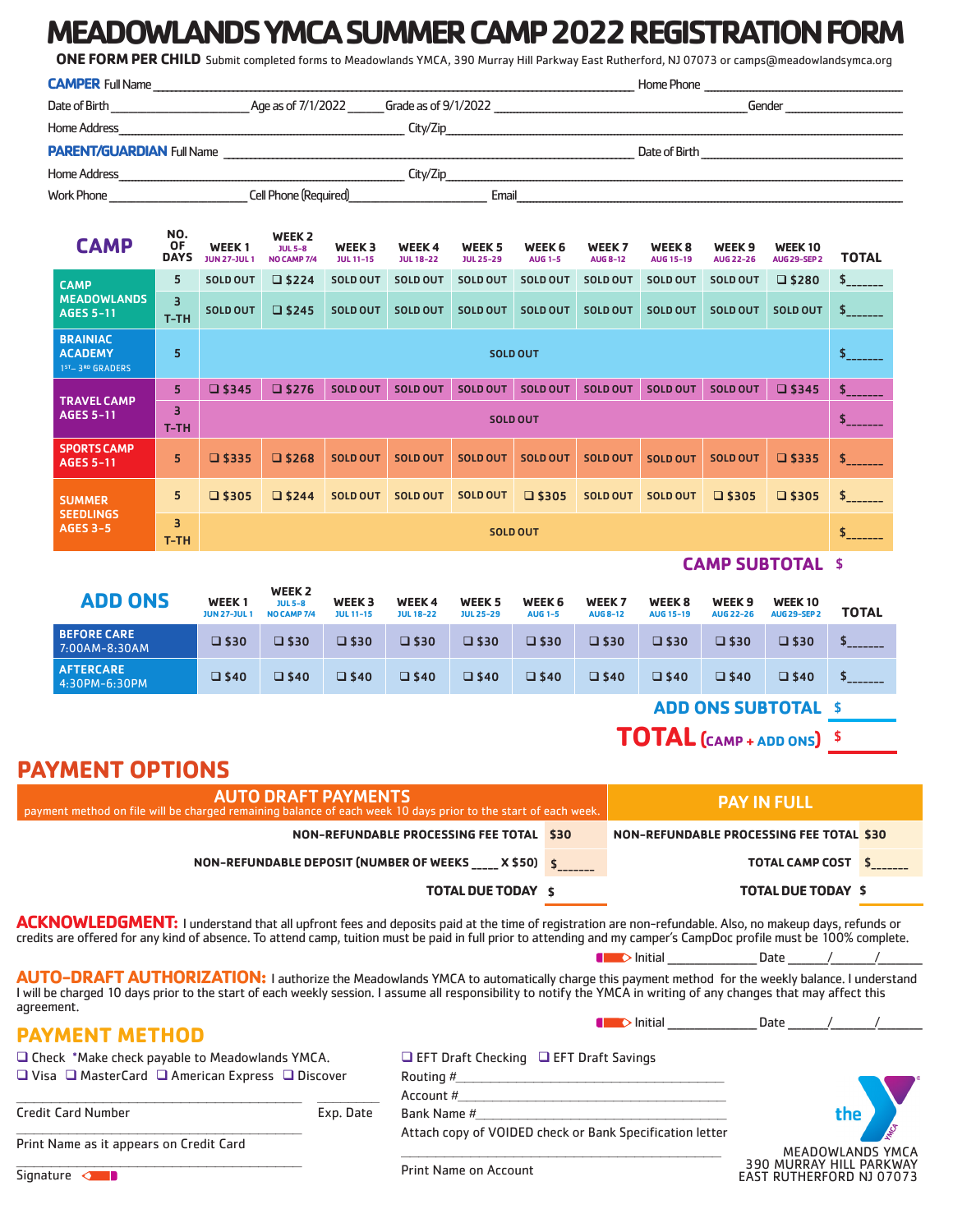# MEADOWLANDS YMCA SUMMER CAMP 2022 REGISTRATION FORM

**ONE FORM PER CHILD** Submit completed forms to Meadowlands YMCA, 390 Murray Hill Parkway East Rutherford, NJ 07073 or camps@meadowlandsymca.org

**CAMPER** Full Name ______________________________ Home Phone ____________________

Date of Birth ____________ Age as of 7/1/2022 ______ Grade as of 9/1/2022 ____________________ Gender ____________

Home Address ______________________________ City/Zip ______________________________

**PARENT/GUARDIAN** Full Name ______________________________ Date of Birth ____________________

Home Address ______________________________ City/Zip ______________________________

Work Phone ____________ Cell Phone (Required) ____________ Email ______________________________

| CAMP | NO. OF DAYS | WEEK 1 JUN 27–JUL 1 | WEEK 2 JUL 5–8 NO CAMP 7/4 | WEEK 3 JUL 11–15 | WEEK 4 JUL 18–22 | WEEK 5 JUL 25–29 | WEEK 6 AUG 1–5 | WEEK 7 AUG 8–12 | WEEK 8 AUG 15–19 | WEEK 9 AUG 22–26 | WEEK 10 AUG 29–SEP 2 | TOTAL |
|---|---|---|---|---|---|---|---|---|---|---|---|---|
| CAMP MEADOWLANDS AGES 5–11 | 5 | SOLD OUT | ❑ $224 | SOLD OUT | SOLD OUT | SOLD OUT | SOLD OUT | SOLD OUT | SOLD OUT | SOLD OUT | ❑ $280 | $______ |
| | 3 T–TH | SOLD OUT | ❑ $245 | SOLD OUT | SOLD OUT | SOLD OUT | SOLD OUT | SOLD OUT | SOLD OUT | SOLD OUT | SOLD OUT | $______ |
| BRAINIAC ACADEMY 1ST – 3RD GRADERS | 5 | SOLD OUT | | | | | | | | | | $______ |
| TRAVEL CAMP AGES 5–11 | 5 | ❑ $345 | ❑ $276 | SOLD OUT | SOLD OUT | SOLD OUT | SOLD OUT | SOLD OUT | SOLD OUT | SOLD OUT | ❑ $345 | $______ |
| | 3 T–TH | SOLD OUT | | | | | | | | | | $______ |
| SPORTS CAMP AGES 5–11 | 5 | ❑ $335 | ❑ $268 | SOLD OUT | SOLD OUT | SOLD OUT | SOLD OUT | SOLD OUT | SOLD OUT | SOLD OUT | ❑ $335 | $______ |
| SUMMER SEEDLINGS AGES 3–5 | 5 | ❑ $305 | ❑ $244 | SOLD OUT | SOLD OUT | SOLD OUT | ❑ $305 | SOLD OUT | SOLD OUT | ❑ $305 | ❑ $305 | $______ |
| | 3 T–TH | SOLD OUT | | | | | | | | | | $______ |

**CAMP SUBTOTAL** $

| ADD ONS | WEEK 1 JUN 27–JUL 1 | WEEK 2 JUL 5–8 NO CAMP 7/4 | WEEK 3 JUL 11–15 | WEEK 4 JUL 18–22 | WEEK 5 JUL 25–29 | WEEK 6 AUG 1–5 | WEEK 7 AUG 8–12 | WEEK 8 AUG 15–19 | WEEK 9 AUG 22–26 | WEEK 10 AUG 29–SEP 2 | TOTAL |
|---|---|---|---|---|---|---|---|---|---|---|---|
| BEFORE CARE 7:00AM–8:30AM | ❑ $30 | ❑ $30 | ❑ $30 | ❑ $30 | ❑ $30 | ❑ $30 | ❑ $30 | ❑ $30 | ❑ $30 | ❑ $30 | $______ |
| AFTERCARE 4:30PM–6:30PM | ❑ $40 | ❑ $40 | ❑ $40 | ❑ $40 | ❑ $40 | ❑ $40 | ❑ $40 | ❑ $40 | ❑ $40 | ❑ $40 | $______ |

**ADD ONS SUBTOTAL** $

**TOTAL (CAMP + ADD ONS)** $

## PAYMENT OPTIONS

| AUTO DRAFT PAYMENTS<br>payment method on file will be charged remaining balance of each week 10 days prior to the start of each week. | | PAY IN FULL | |
|---|---|---|---|
| NON-REFUNDABLE PROCESSING FEE TOTAL | $30 | NON-REFUNDABLE PROCESSING FEE TOTAL | $30 |
| NON-REFUNDABLE DEPOSIT (NUMBER OF WEEKS _____ X $50) | $______ | TOTAL CAMP COST | $______ |
| TOTAL DUE TODAY | $ | TOTAL DUE TODAY | $ |

**ACKNOWLEDGMENT:** I understand that all upfront fees and deposits paid at the time of registration are non-refundable. Also, no makeup days, refunds or credits are offered for any kind of absence. To attend camp, tuition must be paid in full prior to attending and my camper's CampDoc profile must be 100% complete.

Initial ____________ Date ______/______/______

**AUTO-DRAFT AUTHORIZATION:** I authorize the Meadowlands YMCA to automatically charge this payment method for the weekly balance. I understand I will be charged 10 days prior to the start of each weekly session. I assume all responsibility to notify the YMCA in writing of any changes that may affect this agreement.

Initial ____________ Date ______/______/______

## PAYMENT METHOD

❑ Check *Make check payable to Meadowlands YMCA.

❑ Visa ❑ MasterCard ❑ American Express ❑ Discover

______________________________ ________

Credit Card Number Exp. Date

______________________________

Print Name as it appears on Credit Card

______________________________

Signature

❑ EFT Draft Checking ❑ EFT Draft Savings

Routing #______________________________

Account #______________________________

Bank Name #______________________________

Attach copy of VOIDED check or Bank Specification letter

______________________________

Print Name on Account

MEADOWLANDS YMCA
390 MURRAY HILL PARKWAY
EAST RUTHERFORD NJ 07073